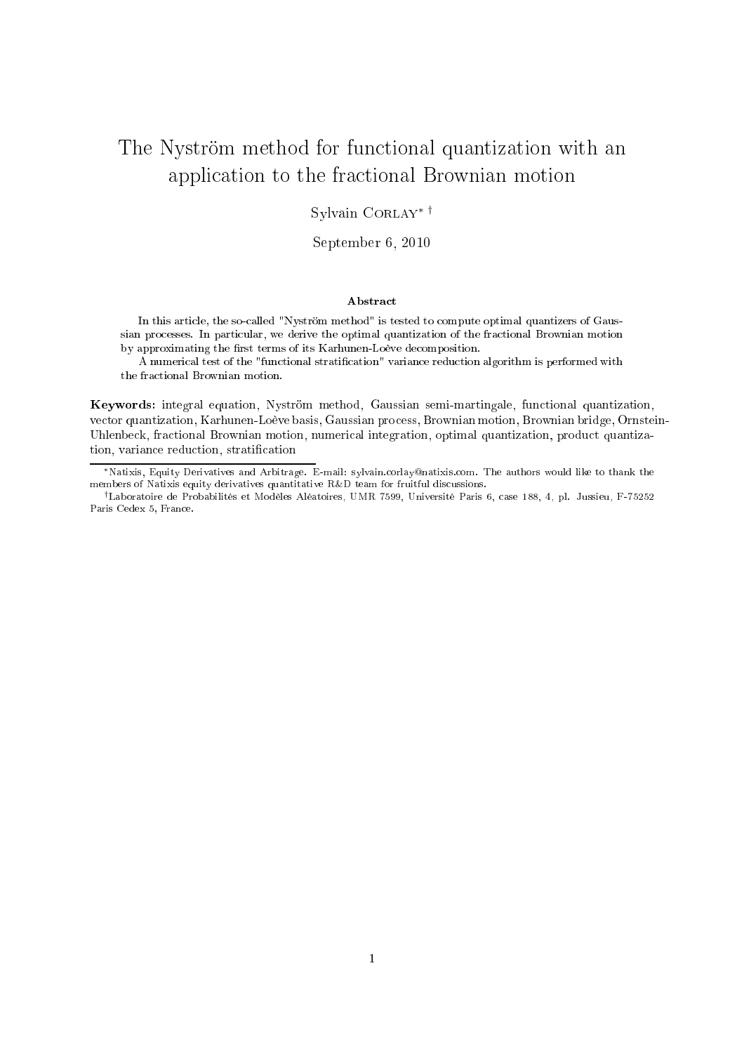# The Nyström method for functional quantization with an application to the fractional Brownian motion

Sylvain Corlay[*] [†]

September 6, 2010

## Abstract

In this article, the so-called "Nyström method" is tested to compute optimal quantizers of Gaussian processes. In particular, we derive the optimal quantization of the fractional Brownian motion by approximating the first terms of its Karhunen-Loève decomposition.

A numerical test of the "functional stratification" variance reduction algorithm is performed with the fractional Brownian motion.

**Keywords:** integral equation, Nyström method, Gaussian semi-martingale, functional quantization, vector quantization, Karhunen-Loève basis, Gaussian process, Brownian motion, Brownian bridge, Ornstein-Uhlenbeck, fractional Brownian motion, numerical integration, optimal quantization, product quantization, variance reduction, stratification

---

[*] Natixis, Equity Derivatives and Arbitrage. E-mail: sylvain.corlay@natixis.com. The authors would like to thank the members of Natixis equity derivatives quantitative R&D team for fruitful discussions.

[†] Laboratoire de Probabilités et Modèles Aléatoires, UMR 7599, Université Paris 6, case 188, 4, pl. Jussieu, F-75252 Paris Cedex 5, France.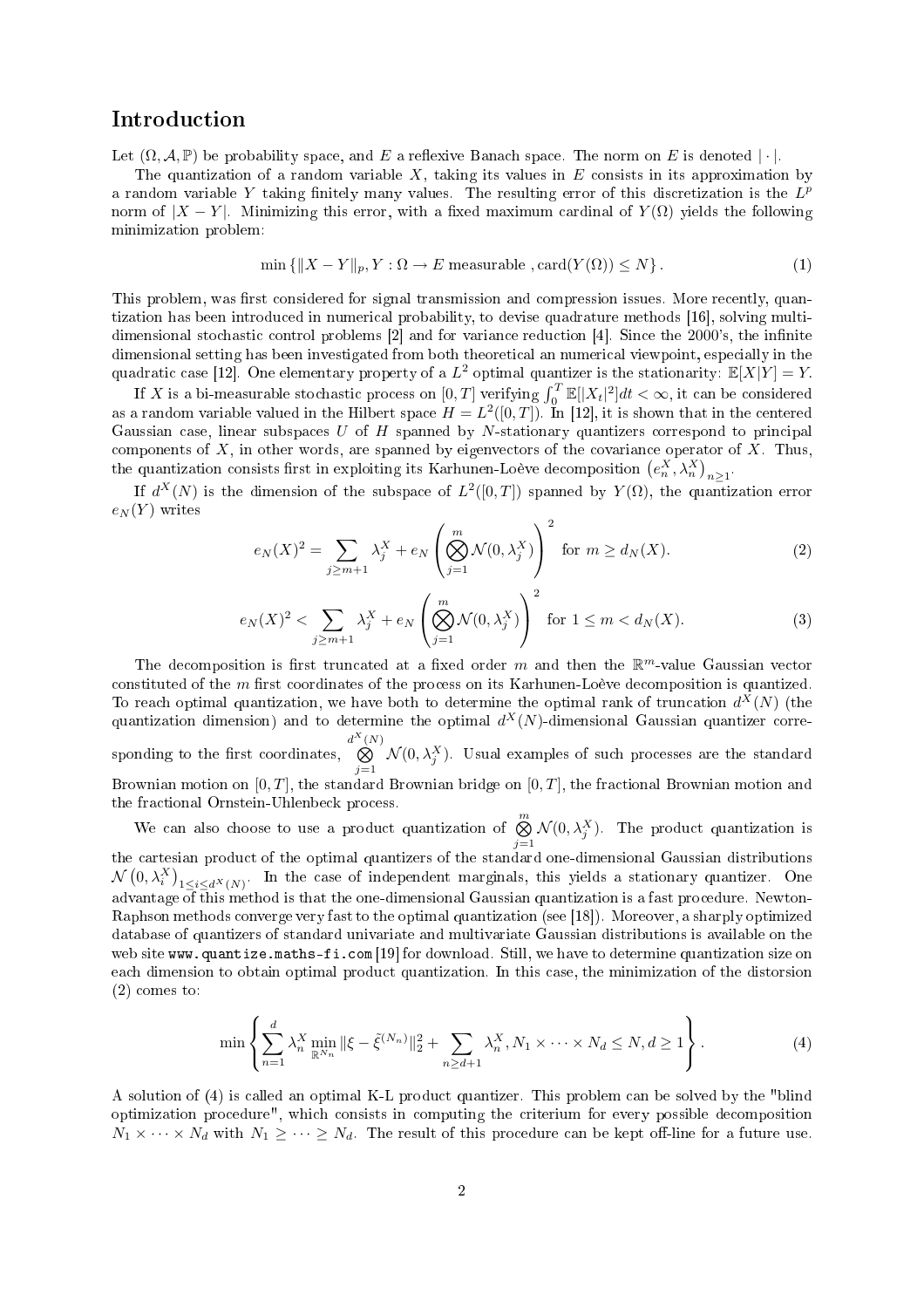# Introduction

Let $(\Omega, \mathcal{A}, \mathbb{P})$ be probability space, and $E$ a reflexive Banach space. The norm on $E$ is denoted $|\cdot|$.

The quantization of a random variable $X$, taking its values in $E$ consists in its approximation by a random variable $Y$ taking finitely many values. The resulting error of this discretization is the $L^p$ norm of $|X - Y|$. Minimizing this error, with a fixed maximum cardinal of $Y(\Omega)$ yields the following minimization problem:

$$\min \left\{ \|X - Y\|_p, Y : \Omega \to E \text{ measurable }, \operatorname{card}(Y(\Omega)) \leq N \right\}. \tag{1}$$

This problem, was first considered for signal transmission and compression issues. More recently, quantization has been introduced in numerical probability, to devise quadrature methods [16], solving multi-dimensional stochastic control problems [2] and for variance reduction [4]. Since the 2000's, the infinite dimensional setting has been investigated from both theoretical an numerical viewpoint, especially in the quadratic case [12]. One elementary property of a $L^2$ optimal quantizer is the stationarity: $\mathbb{E}[X|Y] = Y$.

If $X$ is a bi-measurable stochastic process on $[0,T]$ verifying $\int_0^T \mathbb{E}[|X_t|^2]dt < \infty$, it can be considered as a random variable valued in the Hilbert space $H = L^2([0,T])$. In [12], it is shown that in the centered Gaussian case, linear subspaces $U$ of $H$ spanned by $N$-stationary quantizers correspond to principal components of $X$, in other words, are spanned by eigenvectors of the covariance operator of $X$. Thus, the quantization consists first in exploiting its Karhunen-Loève decomposition $\left(e_n^X, \lambda_n^X\right)_{n \geq 1}$.

If $d^X(N)$ is the dimension of the subspace of $L^2([0,T])$ spanned by $Y(\Omega)$, the quantization error $e_N(Y)$ writes

$$e_N(X)^2 = \sum_{j \geq m+1} \lambda_j^X + e_N\left(\bigotimes_{j=1}^{m} \mathcal{N}(0, \lambda_j^X)\right)^2 \text{ for } m \geq d_N(X). \tag{2}$$

$$e_N(X)^2 < \sum_{j \geq m+1} \lambda_j^X + e_N\left(\bigotimes_{j=1}^{m} \mathcal{N}(0, \lambda_j^X)\right)^2 \text{ for } 1 \leq m < d_N(X). \tag{3}$$

The decomposition is first truncated at a fixed order $m$ and then the $\mathbb{R}^m$-value Gaussian vector constituted of the $m$ first coordinates of the process on its Karhunen-Loève decomposition is quantized. To reach optimal quantization, we have both to determine the optimal rank of truncation $d^X(N)$ (the quantization dimension) and to determine the optimal $d^X(N)$-dimensional Gaussian quantizer corresponding to the first coordinates, $\bigotimes_{j=1}^{d^X(N)} \mathcal{N}(0, \lambda_j^X)$. Usual examples of such processes are the standard Brownian motion on $[0,T]$, the standard Brownian bridge on $[0,T]$, the fractional Brownian motion and the fractional Ornstein-Uhlenbeck process.

We can also choose to use a product quantization of $\bigotimes_{j=1}^{m} \mathcal{N}(0, \lambda_j^X)$. The product quantization is the cartesian product of the optimal quantizers of the standard one-dimensional Gaussian distributions $\mathcal{N}\left(0, \lambda_i^X\right)_{1 \leq i \leq d^X(N)}$. In the case of independent marginals, this yields a stationary quantizer. One advantage of this method is that the one-dimensional Gaussian quantization is a fast procedure. Newton-Raphson methods converge very fast to the optimal quantization (see [18]). Moreover, a sharply optimized database of quantizers of standard univariate and multivariate Gaussian distributions is available on the web site www.quantize.maths-fi.com [19] for download. Still, we have to determine quantization size on each dimension to obtain optimal product quantization. In this case, the minimization of the distorsion (2) comes to:

$$\min \left\{ \sum_{n=1}^{d} \lambda_n^X \min_{\mathbb{R}^{N_n}} \|\xi - \tilde{\xi}^{(N_n)}\|_2^2 + \sum_{n \geq d+1} \lambda_n^X, N_1 \times \cdots \times N_d \leq N, d \geq 1 \right\}. \tag{4}$$

A solution of (4) is called an optimal K-L product quantizer. This problem can be solved by the "blind optimization procedure", which consists in computing the criterium for every possible decomposition $N_1 \times \cdots \times N_d$ with $N_1 \geq \cdots \geq N_d$. The result of this procedure can be kept off-line for a future use.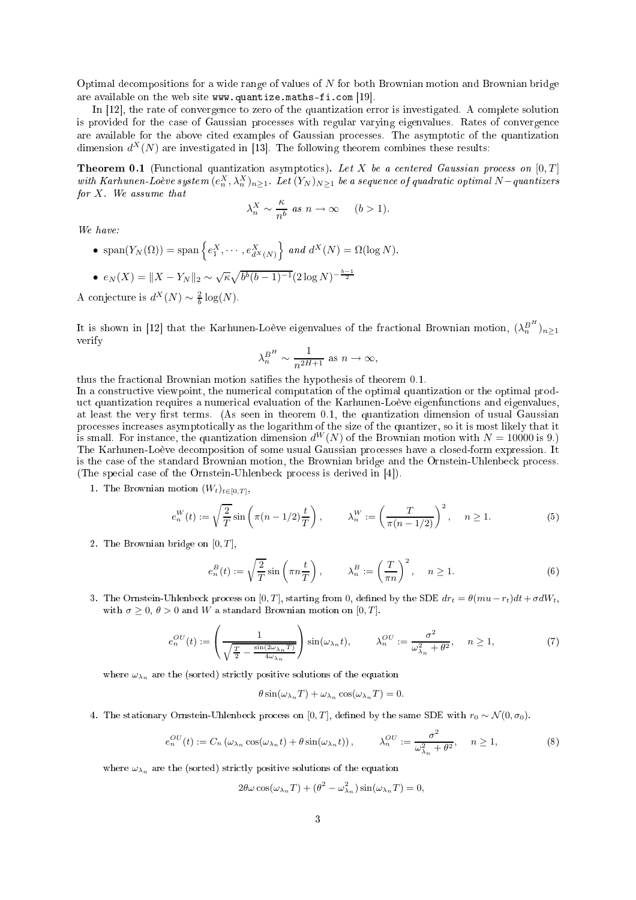Optimal decompositions for a wide range of values of $N$ for both Brownian motion and Brownian bridge are available on the web site `www.quantize.maths-fi.com` [19].

In [12], the rate of convergence to zero of the quantization error is investigated. A complete solution is provided for the case of Gaussian processes with regular varying eigenvalues. Rates of convergence are available for the above cited examples of Gaussian processes. The asymptotic of the quantization dimension $d^X(N)$ are investigated in [13]. The following theorem combines these results:

**Theorem 0.1** (Functional quantization asymptotics). *Let $X$ be a centered Gaussian process on $[0,T]$ with Karhunen-Loève system $(e_n^X, \lambda_n^X)_{n\geq 1}$. Let $(Y_N)_{N\geq 1}$ be a sequence of quadratic optimal $N-$quantizers for $X$. We assume that*

$$\lambda_n^X \sim \frac{\kappa}{n^b} \text{ as } n \to \infty \quad (b > 1).$$

*We have:*

- $\mathrm{span}(Y_N(\Omega)) = \mathrm{span}\left\{e_1^X, \cdots, e_{d^X(N)}^X\right\}$ *and* $d^X(N) = \Omega(\log N)$.
- $e_N(X) = \|X - Y_N\|_2 \sim \sqrt{\kappa}\sqrt{b^b(b-1)^{-1}}(2\log N)^{-\frac{b-1}{2}}$

A conjecture is $d^X(N) \sim \frac{2}{b}\log(N)$.

It is shown in [12] that the Karhunen-Loève eigenvalues of the fractional Brownian motion, $(\lambda_n^{B^H})_{n\geq 1}$ verify

$$\lambda_n^{B^H} \sim \frac{1}{n^{2H+1}} \text{ as } n \to \infty,$$

thus the fractional Brownian motion satifies the hypothesis of theorem 0.1.
In a constructive viewpoint, the numerical computation of the optimal quantization or the optimal product quantization requires a numerical evaluation of the Karhunen-Loève eigenfunctions and eigenvalues, at least the very first terms. (As seen in theorem 0.1, the quantization dimension of usual Gaussian processes increases asymptotically as the logarithm of the size of the quantizer, so it is most likely that it is small. For instance, the quantization dimension $d^W(N)$ of the Brownian motion with $N = 10000$ is 9.)
The Karhunen-Loève decomposition of some usual Gaussian processes have a closed-form expression. It is the case of the standard Brownian motion, the Brownian bridge and the Ornstein-Uhlenbeck process. (The special case of the Ornstein-Uhlenbeck process is derived in [4]).

1. The Brownian motion $(W_t)_{t\in[0,T]}$,

$$e_n^W(t) := \sqrt{\frac{2}{T}}\sin\left(\pi(n-1/2)\frac{t}{T}\right), \qquad \lambda_n^W := \left(\frac{T}{\pi(n-1/2)}\right)^2, \quad n \geq 1. \tag{5}$$

2. The Brownian bridge on $[0,T]$,

$$e_n^B(t) := \sqrt{\frac{2}{T}}\sin\left(\pi n\frac{t}{T}\right), \qquad \lambda_n^B := \left(\frac{T}{\pi n}\right)^2, \quad n \geq 1. \tag{6}$$

3. The Ornstein-Uhlenbeck process on $[0,T]$, starting from 0, defined by the SDE $dr_t = \theta(mu - r_t)dt + \sigma dW_t$, with $\sigma \geq 0$, $\theta > 0$ and $W$ a standard Brownian motion on $[0,T]$.

$$e_n^{OU}(t) := \left(\frac{1}{\sqrt{\frac{T}{2} - \frac{\sin(2\omega_{\lambda_n}T)}{4\omega_{\lambda_n}}}}\right)\sin(\omega_{\lambda_n}t), \qquad \lambda_n^{OU} := \frac{\sigma^2}{\omega_{\lambda_n}^2 + \theta^2}, \quad n \geq 1, \tag{7}$$

where $\omega_{\lambda_n}$ are the (sorted) strictly positive solutions of the equation

$$\theta\sin(\omega_{\lambda_n}T) + \omega_{\lambda_n}\cos(\omega_{\lambda_n}T) = 0.$$

4. The stationary Ornstein-Uhlenbeck process on $[0,T]$, defined by the same SDE with $r_0 \sim \mathcal{N}(0,\sigma_0)$.

$$e_n^{OU}(t) := C_n\left(\omega_{\lambda_n}\cos(\omega_{\lambda_n}t) + \theta\sin(\omega_{\lambda_n}t)\right), \qquad \lambda_n^{OU} := \frac{\sigma^2}{\omega_{\lambda_n}^2 + \theta^2}, \quad n \geq 1, \tag{8}$$

where $\omega_{\lambda_n}$ are the (sorted) strictly positive solutions of the equation

$$2\theta\omega\cos(\omega_{\lambda_n}T) + (\theta^2 - \omega_{\lambda_n}^2)\sin(\omega_{\lambda_n}T) = 0,$$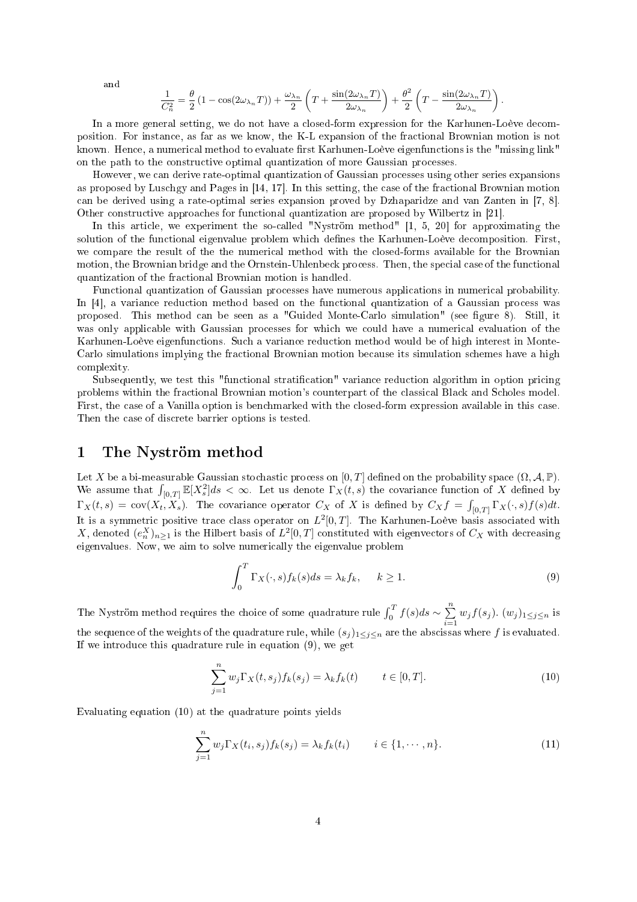and

$$\frac{1}{C_n^2} = \frac{\theta}{2}\left(1 - \cos(2\omega_{\lambda_n} T)\right) + \frac{\omega_{\lambda_n}}{2}\left(T + \frac{\sin(2\omega_{\lambda_n} T)}{2\omega_{\lambda_n}}\right) + \frac{\theta^2}{2}\left(T - \frac{\sin(2\omega_{\lambda_n} T)}{2\omega_{\lambda_n}}\right).$$

In a more general setting, we do not have a closed-form expression for the Karhunen-Loève decomposition. For instance, as far as we know, the K-L expansion of the fractional Brownian motion is not known. Hence, a numerical method to evaluate first Karhunen-Loève eigenfunctions is the "missing link" on the path to the constructive optimal quantization of more Gaussian processes.

However, we can derive rate-optimal quantization of Gaussian processes using other series expansions as proposed by Luschgy and Pages in [14, 17]. In this setting, the case of the fractional Brownian motion can be derived using a rate-optimal series expansion proved by Dzhaparidze and van Zanten in [7, 8]. Other constructive approaches for functional quantization are proposed by Wilbertz in [21].

In this article, we experiment the so-called "Nyström method" [1, 5, 20] for approximating the solution of the functional eigenvalue problem which defines the Karhunen-Loève decomposition. First, we compare the result of the the numerical method with the closed-forms available for the Brownian motion, the Brownian bridge and the Ornstein-Uhlenbeck process. Then, the special case of the functional quantization of the fractional Brownian motion is handled.

Functional quantization of Gaussian processes have numerous applications in numerical probability. In [4], a variance reduction method based on the functional quantization of a Gaussian process was proposed. This method can be seen as a "Guided Monte-Carlo simulation" (see figure 8). Still, it was only applicable with Gaussian processes for which we could have a numerical evaluation of the Karhunen-Loève eigenfunctions. Such a variance reduction method would be of high interest in Monte-Carlo simulations implying the fractional Brownian motion because its simulation schemes have a high complexity.

Subsequently, we test this "functional stratification" variance reduction algorithm in option pricing problems within the fractional Brownian motion's counterpart of the classical Black and Scholes model. First, the case of a Vanilla option is benchmarked with the closed-form expression available in this case. Then the case of discrete barrier options is tested.

# 1 The Nyström method

Let $X$ be a bi-measurable Gaussian stochastic process on $[0,T]$ defined on the probability space $(\Omega, \mathcal{A}, \mathbb{P})$. We assume that $\int_{[0,T]} \mathbb{E}[X_s^2] ds < \infty$. Let us denote $\Gamma_X(t,s)$ the covariance function of $X$ defined by $\Gamma_X(t,s) = \mathrm{cov}(X_t, X_s)$. The covariance operator $C_X$ of $X$ is defined by $C_X f = \int_{[0,T]} \Gamma_X(\cdot, s) f(s) dt$. It is a symmetric positive trace class operator on $L^2[0,T]$. The Karhunen-Loève basis associated with $X$, denoted $(e_n^X)_{n \geq 1}$ is the Hilbert basis of $L^2[0,T]$ constituted with eigenvectors of $C_X$ with decreasing eigenvalues. Now, we aim to solve numerically the eigenvalue problem

$$\int_0^T \Gamma_X(\cdot, s) f_k(s) ds = \lambda_k f_k, \qquad k \geq 1. \tag{9}$$

The Nyström method requires the choice of some quadrature rule $\int_0^T f(s) ds \sim \sum_{i=1}^{n} w_j f(s_j)$. $(w_j)_{1 \leq j \leq n}$ is the sequence of the weights of the quadrature rule, while $(s_j)_{1 \leq j \leq n}$ are the abscissas where $f$ is evaluated. If we introduce this quadrature rule in equation (9), we get

$$\sum_{j=1}^{n} w_j \Gamma_X(t, s_j) f_k(s_j) = \lambda_k f_k(t) \qquad t \in [0,T]. \tag{10}$$

Evaluating equation (10) at the quadrature points yields

$$\sum_{j=1}^{n} w_j \Gamma_X(t_i, s_j) f_k(s_j) = \lambda_k f_k(t_i) \qquad i \in \{1, \cdots, n\}. \tag{11}$$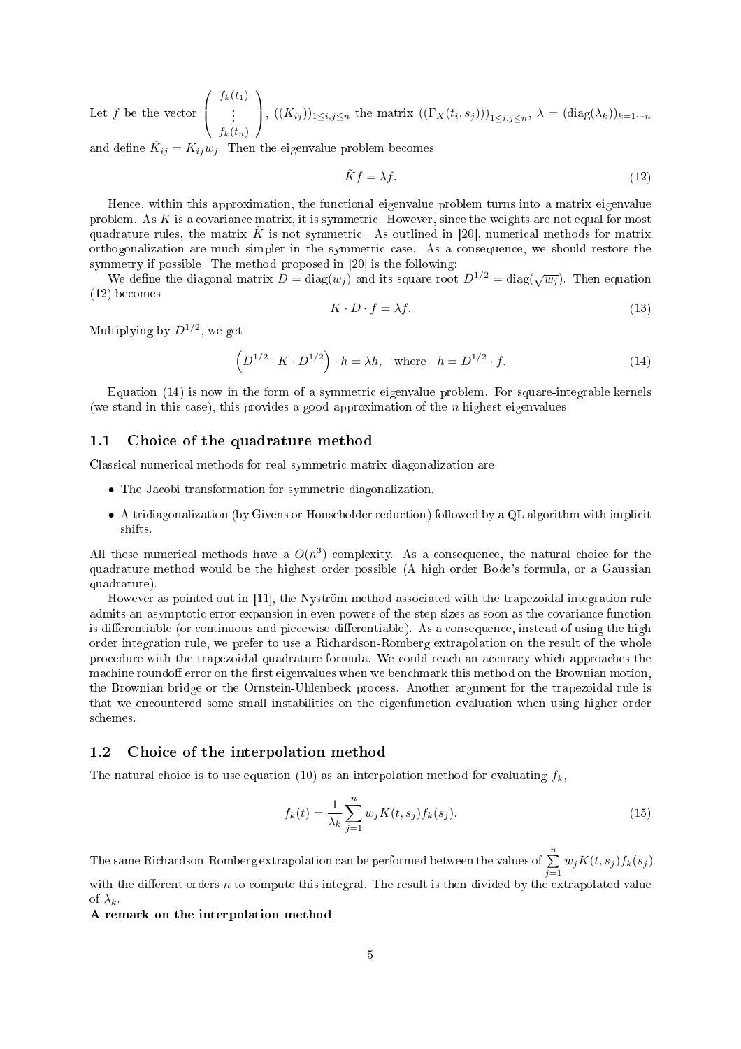Let $f$ be the vector $\begin{pmatrix} f_k(t_1) \\ \vdots \\ f_k(t_n) \end{pmatrix}$, $((K_{ij}))_{1\le i,j\le n}$ the matrix $((\Gamma_X(t_i, s_j)))_{1\le i,j\le n}$, $\lambda = (\text{diag}(\lambda_k))_{k=1\cdots n}$ and define $\tilde{K}_{ij} = K_{ij} w_j$. Then the eigenvalue problem becomes

$$\tilde{K} f = \lambda f. \tag{12}$$

Hence, within this approximation, the functional eigenvalue problem turns into a matrix eigenvalue problem. As $K$ is a covariance matrix, it is symmetric. However, since the weights are not equal for most quadrature rules, the matrix $\tilde{K}$ is not symmetric. As outlined in [20], numerical methods for matrix orthogonalization are much simpler in the symmetric case. As a consequence, we should restore the symmetry if possible. The method proposed in [20] is the following:

We define the diagonal matrix $D = \text{diag}(w_j)$ and its square root $D^{1/2} = \text{diag}(\sqrt{w_j})$. Then equation (12) becomes

$$K \cdot D \cdot f = \lambda f. \tag{13}$$

Multiplying by $D^{1/2}$, we get

$$\left(D^{1/2} \cdot K \cdot D^{1/2}\right) \cdot h = \lambda h, \quad \text{where} \quad h = D^{1/2} \cdot f. \tag{14}$$

Equation (14) is now in the form of a symmetric eigenvalue problem. For square-integrable kernels (we stand in this case), this provides a good approximation of the $n$ highest eigenvalues.

## 1.1 Choice of the quadrature method

Classical numerical methods for real symmetric matrix diagonalization are

- The Jacobi transformation for symmetric diagonalization.
- A tridiagonalization (by Givens or Householder reduction) followed by a QL algorithm with implicit shifts.

All these numerical methods have a $O(n^3)$ complexity. As a consequence, the natural choice for the quadrature method would be the highest order possible (A high order Bode's formula, or a Gaussian quadrature).

However as pointed out in [11], the Nyström method associated with the trapezoidal integration rule admits an asymptotic error expansion in even powers of the step sizes as soon as the covariance function is differentiable (or continuous and piecewise differentiable). As a consequence, instead of using the high order integration rule, we prefer to use a Richardson-Romberg extrapolation on the result of the whole procedure with the trapezoidal quadrature formula. We could reach an accuracy which approaches the machine roundoff error on the first eigenvalues when we benchmark this method on the Brownian motion, the Brownian bridge or the Ornstein-Uhlenbeck process. Another argument for the trapezoidal rule is that we encountered some small instabilities on the eigenfunction evaluation when using higher order schemes.

## 1.2 Choice of the interpolation method

The natural choice is to use equation (10) as an interpolation method for evaluating $f_k$,

$$f_k(t) = \frac{1}{\lambda_k} \sum_{j=1}^{n} w_j K(t, s_j) f_k(s_j). \tag{15}$$

The same Richardson-Romberg extrapolation can be performed between the values of $\sum_{j=1}^{n} w_j K(t, s_j) f_k(s_j)$ with the different orders $n$ to compute this integral. The result is then divided by the extrapolated value of $\lambda_k$.

**A remark on the interpolation method**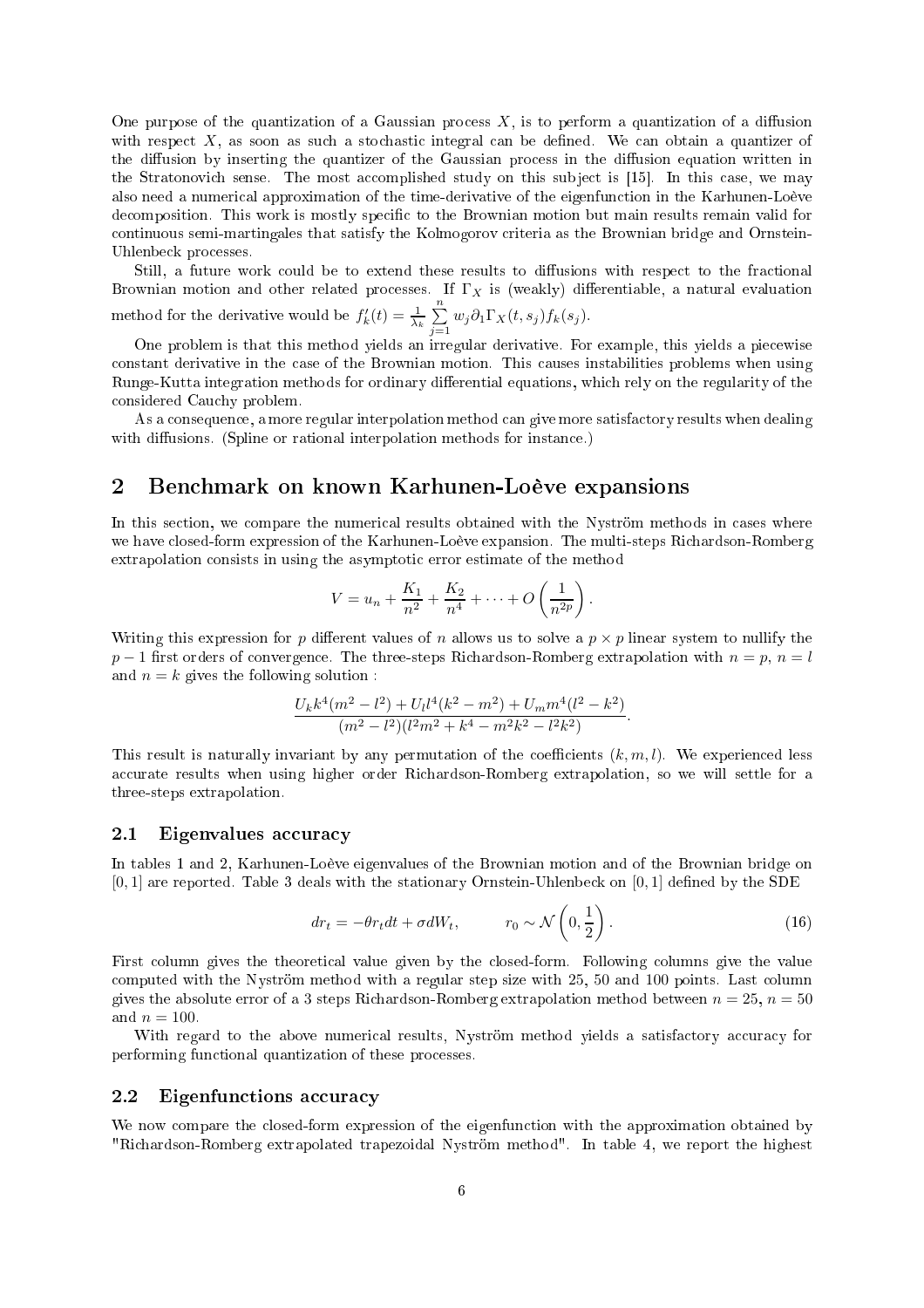One purpose of the quantization of a Gaussian process $X$, is to perform a quantization of a diffusion with respect $X$, as soon as such a stochastic integral can be defined. We can obtain a quantizer of the diffusion by inserting the quantizer of the Gaussian process in the diffusion equation written in the Stratonovich sense. The most accomplished study on this subject is [15]. In this case, we may also need a numerical approximation of the time-derivative of the eigenfunction in the Karhunen-Loève decomposition. This work is mostly specific to the Brownian motion but main results remain valid for continuous semi-martingales that satisfy the Kolmogorov criteria as the Brownian bridge and Ornstein-Uhlenbeck processes.

Still, a future work could be to extend these results to diffusions with respect to the fractional Brownian motion and other related processes. If $\Gamma_X$ is (weakly) differentiable, a natural evaluation method for the derivative would be $f_k'(t) = \frac{1}{\lambda_k} \sum_{j=1}^{n} w_j \partial_1 \Gamma_X(t, s_j) f_k(s_j)$.

One problem is that this method yields an irregular derivative. For example, this yields a piecewise constant derivative in the case of the Brownian motion. This causes instabilities problems when using Runge-Kutta integration methods for ordinary differential equations, which rely on the regularity of the considered Cauchy problem.

As a consequence, a more regular interpolation method can give more satisfactory results when dealing with diffusions. (Spline or rational interpolation methods for instance.)

## 2 Benchmark on known Karhunen-Loève expansions

In this section, we compare the numerical results obtained with the Nyström methods in cases where we have closed-form expression of the Karhunen-Loève expansion. The multi-steps Richardson-Romberg extrapolation consists in using the asymptotic error estimate of the method

$$V = u_n + \frac{K_1}{n^2} + \frac{K_2}{n^4} + \cdots + O\left(\frac{1}{n^{2p}}\right).$$

Writing this expression for $p$ different values of $n$ allows us to solve a $p \times p$ linear system to nullify the $p-1$ first orders of convergence. The three-steps Richardson-Romberg extrapolation with $n = p$, $n = l$ and $n = k$ gives the following solution :

$$\frac{U_k k^4(m^2 - l^2) + U_l l^4(k^2 - m^2) + U_m m^4(l^2 - k^2)}{(m^2 - l^2)(l^2 m^2 + k^4 - m^2 k^2 - l^2 k^2)}.$$

This result is naturally invariant by any permutation of the coefficients $(k, m, l)$. We experienced less accurate results when using higher order Richardson-Romberg extrapolation, so we will settle for a three-steps extrapolation.

### 2.1 Eigenvalues accuracy

In tables 1 and 2, Karhunen-Loève eigenvalues of the Brownian motion and of the Brownian bridge on $[0, 1]$ are reported. Table 3 deals with the stationary Ornstein-Uhlenbeck on $[0, 1]$ defined by the SDE

$$dr_t = -\theta r_t dt + \sigma dW_t, \qquad r_0 \sim \mathcal{N}\left(0, \frac{1}{2}\right). \tag{16}$$

First column gives the theoretical value given by the closed-form. Following columns give the value computed with the Nyström method with a regular step size with 25, 50 and 100 points. Last column gives the absolute error of a 3 steps Richardson-Romberg extrapolation method between $n = 25$, $n = 50$ and $n = 100$.

With regard to the above numerical results, Nyström method yields a satisfactory accuracy for performing functional quantization of these processes.

### 2.2 Eigenfunctions accuracy

We now compare the closed-form expression of the eigenfunction with the approximation obtained by "Richardson-Romberg extrapolated trapezoidal Nyström method". In table 4, we report the highest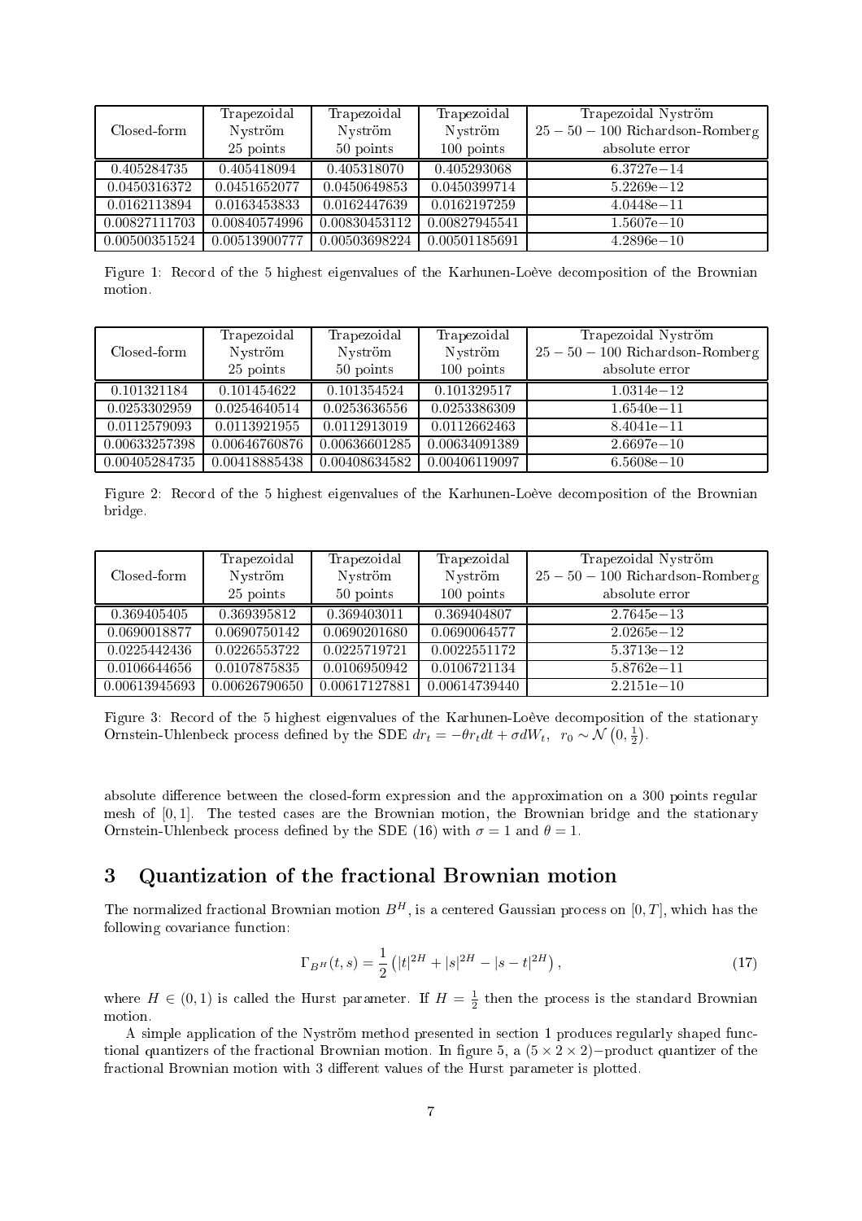| Closed-form | Trapezoidal Nyström 25 points | Trapezoidal Nyström 50 points | Trapezoidal Nyström 100 points | Trapezoidal Nyström $25-50-100$ Richardson-Romberg absolute error |
|---|---|---|---|---|
| 0.405284735 | 0.405418094 | 0.405318070 | 0.405293068 | 6.3727e−14 |
| 0.0450316372 | 0.0451652077 | 0.0450649853 | 0.0450399714 | 5.2269e−12 |
| 0.0162113894 | 0.0163453833 | 0.0162447639 | 0.0162197259 | 4.0448e−11 |
| 0.00827111703 | 0.00840574996 | 0.00830453112 | 0.00827945541 | 1.5607e−10 |
| 0.00500351524 | 0.00513900777 | 0.00503698224 | 0.00501185691 | 4.2896e−10 |

Figure 1: Record of the 5 highest eigenvalues of the Karhunen-Loève decomposition of the Brownian motion.

| Closed-form | Trapezoidal Nyström 25 points | Trapezoidal Nyström 50 points | Trapezoidal Nyström 100 points | Trapezoidal Nyström $25-50-100$ Richardson-Romberg absolute error |
|---|---|---|---|---|
| 0.101321184 | 0.101454622 | 0.101354524 | 0.101329517 | 1.0314e−12 |
| 0.0253302959 | 0.0254640514 | 0.0253636556 | 0.0253386309 | 1.6540e−11 |
| 0.0112579093 | 0.0113921955 | 0.0112913019 | 0.0112662463 | 8.4041e−11 |
| 0.00633257398 | 0.00646760876 | 0.00636601285 | 0.00634091389 | 2.6697e−10 |
| 0.00405284735 | 0.00418885438 | 0.00408634582 | 0.00406119097 | 6.5608e−10 |

Figure 2: Record of the 5 highest eigenvalues of the Karhunen-Loève decomposition of the Brownian bridge.

| Closed-form | Trapezoidal Nyström 25 points | Trapezoidal Nyström 50 points | Trapezoidal Nyström 100 points | Trapezoidal Nyström $25-50-100$ Richardson-Romberg absolute error |
|---|---|---|---|---|
| 0.369405405 | 0.369395812 | 0.369403011 | 0.369404807 | 2.7645e−13 |
| 0.0690018877 | 0.0690750142 | 0.0690201680 | 0.0690064577 | 2.0265e−12 |
| 0.0225442436 | 0.0226553722 | 0.0225719721 | 0.0022551172 | 5.3713e−12 |
| 0.0106644656 | 0.0107875835 | 0.0106950942 | 0.0106721134 | 5.8762e−11 |
| 0.00613945693 | 0.00626790650 | 0.00617127881 | 0.00614739440 | 2.2151e−10 |

Figure 3: Record of the 5 highest eigenvalues of the Karhunen-Loève decomposition of the stationary Ornstein-Uhlenbeck process defined by the SDE $dr_t = -\theta r_t dt + \sigma dW_t$, $r_0 \sim \mathcal{N}\left(0, \frac{1}{2}\right)$.

absolute difference between the closed-form expression and the approximation on a 300 points regular mesh of $[0,1]$. The tested cases are the Brownian motion, the Brownian bridge and the stationary Ornstein-Uhlenbeck process defined by the SDE (16) with $\sigma = 1$ and $\theta = 1$.

## 3 Quantization of the fractional Brownian motion

The normalized fractional Brownian motion $B^H$, is a centered Gaussian process on $[0,T]$, which has the following covariance function:

$$\Gamma_{B^H}(t,s) = \frac{1}{2}\left(|t|^{2H} + |s|^{2H} - |s-t|^{2H}\right), \tag{17}$$

where $H \in (0,1)$ is called the Hurst parameter. If $H = \frac{1}{2}$ then the process is the standard Brownian motion.

A simple application of the Nyström method presented in section 1 produces regularly shaped functional quantizers of the fractional Brownian motion. In figure 5, a $(5 \times 2 \times 2)-$product quantizer of the fractional Brownian motion with 3 different values of the Hurst parameter is plotted.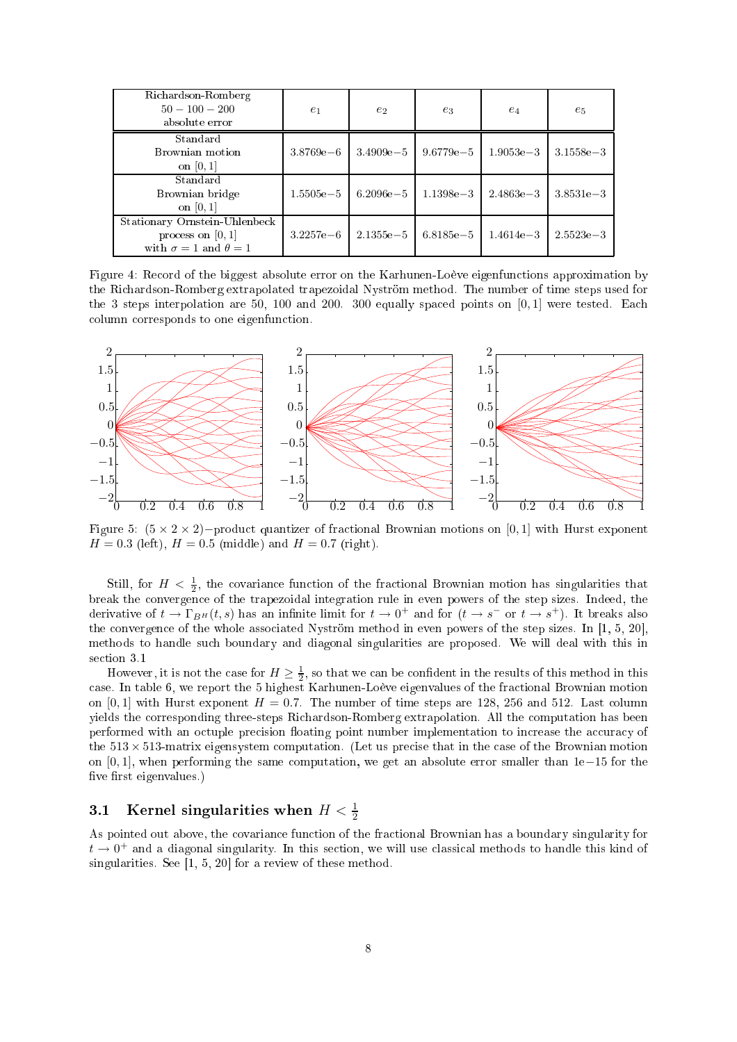| Richardson-Romberg 50 − 100 − 200 absolute error | $e_1$ | $e_2$ | $e_3$ | $e_4$ | $e_5$ |
|---|---|---|---|---|---|
| Standard Brownian motion on $[0, 1]$ | 3.8769e−6 | 3.4909e−5 | 9.6779e−5 | 1.9053e−3 | 3.1558e−3 |
| Standard Brownian bridge on $[0, 1]$ | 1.5505e−5 | 6.2096e−5 | 1.1398e−3 | 2.4863e−3 | 3.8531e−3 |
| Stationary Ornstein-Uhlenbeck process on $[0, 1]$ with $\sigma = 1$ and $\theta = 1$ | 3.2257e−6 | 2.1355e−5 | 6.8185e−5 | 1.4614e−3 | 2.5523e−3 |

Figure 4: Record of the biggest absolute error on the Karhunen-Loève eigenfunctions approximation by the Richardson-Romberg extrapolated trapezoidal Nyström method. The number of time steps used for the 3 steps interpolation are 50, 100 and 200. 300 equally spaced points on $[0, 1]$ were tested. Each column corresponds to one eigenfunction.

Figure 5: $(5 \times 2 \times 2)-$product quantizer of fractional Brownian motions on $[0, 1]$ with Hurst exponent $H = 0.3$ (left), $H = 0.5$ (middle) and $H = 0.7$ (right).

Still, for $H < \frac{1}{2}$, the covariance function of the fractional Brownian motion has singularities that break the convergence of the trapezoidal integration rule in even powers of the step sizes. Indeed, the derivative of $t \to \Gamma_{B^H}(t, s)$ has an infinite limit for $t \to 0^+$ and for $(t \to s^-$ or $t \to s^+)$. It breaks also the convergence of the whole associated Nyström method in even powers of the step sizes. In [1, 5, 20], methods to handle such boundary and diagonal singularities are proposed. We will deal with this in section 3.1

However, it is not the case for $H \geq \frac{1}{2}$, so that we can be confident in the results of this method in this case. In table 6, we report the 5 highest Karhunen-Loève eigenvalues of the fractional Brownian motion on $[0, 1]$ with Hurst exponent $H = 0.7$. The number of time steps are 128, 256 and 512. Last column yields the corresponding three-steps Richardson-Romberg extrapolation. All the computation has been performed with an octuple precision floating point number implementation to increase the accuracy of the $513 \times 513$-matrix eigensystem computation. (Let us precise that in the case of the Brownian motion on $[0, 1]$, when performing the same computation, we get an absolute error smaller than 1e−15 for the five first eigenvalues.)

### 3.1 Kernel singularities when $H < \frac{1}{2}$

As pointed out above, the covariance function of the fractional Brownian has a boundary singularity for $t \to 0^+$ and a diagonal singularity. In this section, we will use classical methods to handle this kind of singularities. See [1, 5, 20] for a review of these method.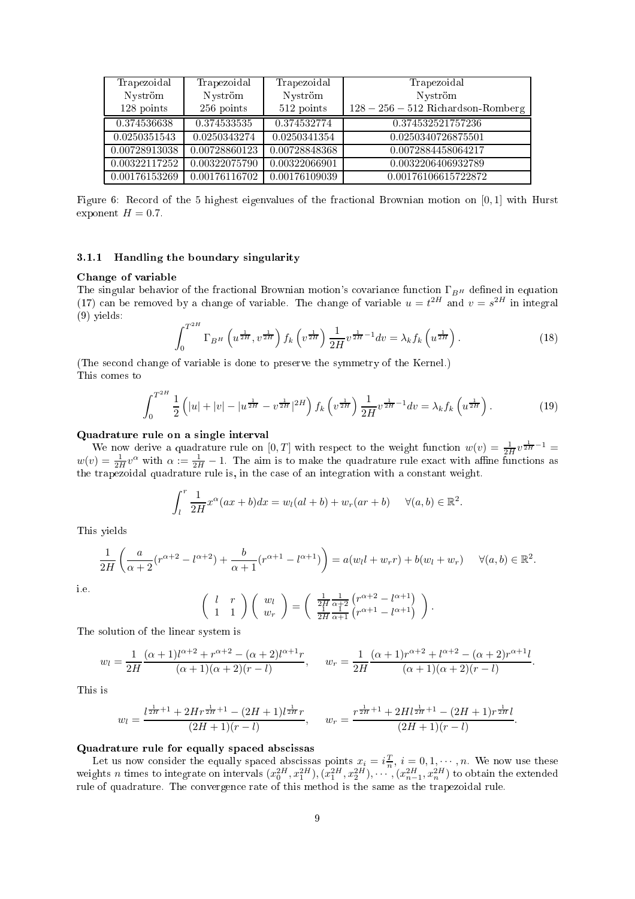| Trapezoidal Nyström 128 points | Trapezoidal Nyström 256 points | Trapezoidal Nyström 512 points | Trapezoidal Nyström $128-256-512$ Richardson-Romberg |
|---|---|---|---|
| 0.374536638 | 0.374533535 | 0.374532774 | 0.374532521757236 |
| 0.0250351543 | 0.0250343274 | 0.0250341354 | 0.0250340726875501 |
| 0.00728913038 | 0.00728860123 | 0.00728848368 | 0.0072884458064217 |
| 0.00322117252 | 0.00322075790 | 0.00322066901 | 0.0032206406932789 |
| 0.00176153269 | 0.00176116702 | 0.00176109039 | 0.00176106615722872 |

Figure 6: Record of the 5 highest eigenvalues of the fractional Brownian motion on $[0,1]$ with Hurst exponent $H = 0.7$.

### 3.1.1 Handling the boundary singularity

**Change of variable**

The singular behavior of the fractional Brownian motion's covariance function $\Gamma_{B^H}$ defined in equation (17) can be removed by a change of variable. The change of variable $u = t^{2H}$ and $v = s^{2H}$ in integral (9) yields:

$$\int_0^{T^{2H}} \Gamma_{B^H}\left(u^{\frac{1}{2H}}, v^{\frac{1}{2H}}\right) f_k\left(v^{\frac{1}{2H}}\right) \frac{1}{2H} v^{\frac{1}{2H}-1} dv = \lambda_k f_k\left(u^{\frac{1}{2H}}\right). \tag{18}$$

(The second change of variable is done to preserve the symmetry of the Kernel.)
This comes to

$$\int_0^{T^{2H}} \frac{1}{2}\left(|u| + |v| - |u^{\frac{1}{2H}} - v^{\frac{1}{2H}}|^{2H}\right) f_k\left(v^{\frac{1}{2H}}\right) \frac{1}{2H} v^{\frac{1}{2H}-1} dv = \lambda_k f_k\left(u^{\frac{1}{2H}}\right). \tag{19}$$

**Quadrature rule on a single interval**

We now derive a quadrature rule on $[0,T]$ with respect to the weight function $w(v) = \frac{1}{2H} v^{\frac{1}{2H}-1} = w(v) = \frac{1}{2H} v^{\alpha}$ with $\alpha := \frac{1}{2H} - 1$. The aim is to make the quadrature rule exact with affine functions as the trapezoidal quadrature rule is, in the case of an integration with a constant weight.

$$\int_l^r \frac{1}{2H} x^{\alpha}(ax+b)dx = w_l(al+b) + w_r(ar+b) \quad \forall (a,b) \in \mathbb{R}^2.$$

This yields

$$\frac{1}{2H}\left(\frac{a}{\alpha+2}(r^{\alpha+2} - l^{\alpha+2}) + \frac{b}{\alpha+1}(r^{\alpha+1} - l^{\alpha+1})\right) = a(w_l l + w_r r) + b(w_l + w_r) \quad \forall (a,b) \in \mathbb{R}^2.$$

i.e.

$$\begin{pmatrix} l & r \\ 1 & 1 \end{pmatrix} \begin{pmatrix} w_l \\ w_r \end{pmatrix} = \begin{pmatrix} \frac{1}{2H}\frac{1}{\alpha+2}\left(r^{\alpha+2} - l^{\alpha+1}\right) \\ \frac{1}{2H}\frac{1}{\alpha+1}\left(r^{\alpha+1} - l^{\alpha+1}\right) \end{pmatrix}.$$

The solution of the linear system is

$$w_l = \frac{1}{2H}\frac{(\alpha+1)l^{\alpha+2} + r^{\alpha+2} - (\alpha+2)l^{\alpha+1}r}{(\alpha+1)(\alpha+2)(r-l)}, \qquad w_r = \frac{1}{2H}\frac{(\alpha+1)r^{\alpha+2} + l^{\alpha+2} - (\alpha+2)r^{\alpha+1}l}{(\alpha+1)(\alpha+2)(r-l)}.$$

This is

$$w_l = \frac{l^{\frac{1}{2H}+1} + 2Hr^{\frac{1}{2H}+1} - (2H+1)l^{\frac{1}{2H}}r}{(2H+1)(r-l)}, \qquad w_r = \frac{r^{\frac{1}{2H}+1} + 2Hl^{\frac{1}{2H}+1} - (2H+1)r^{\frac{1}{2H}}l}{(2H+1)(r-l)}.$$

**Quadrature rule for equally spaced abscissas**

Let us now consider the equally spaced abscissas points $x_i = i\frac{T}{n}$, $i = 0, 1, \cdots, n$. We now use these weights $n$ times to integrate on intervals $(x_0^{2H}, x_1^{2H}), (x_1^{2H}, x_2^{2H}), \cdots, (x_{n-1}^{2H}, x_n^{2H})$ to obtain the extended rule of quadrature. The convergence rate of this method is the same as the trapezoidal rule.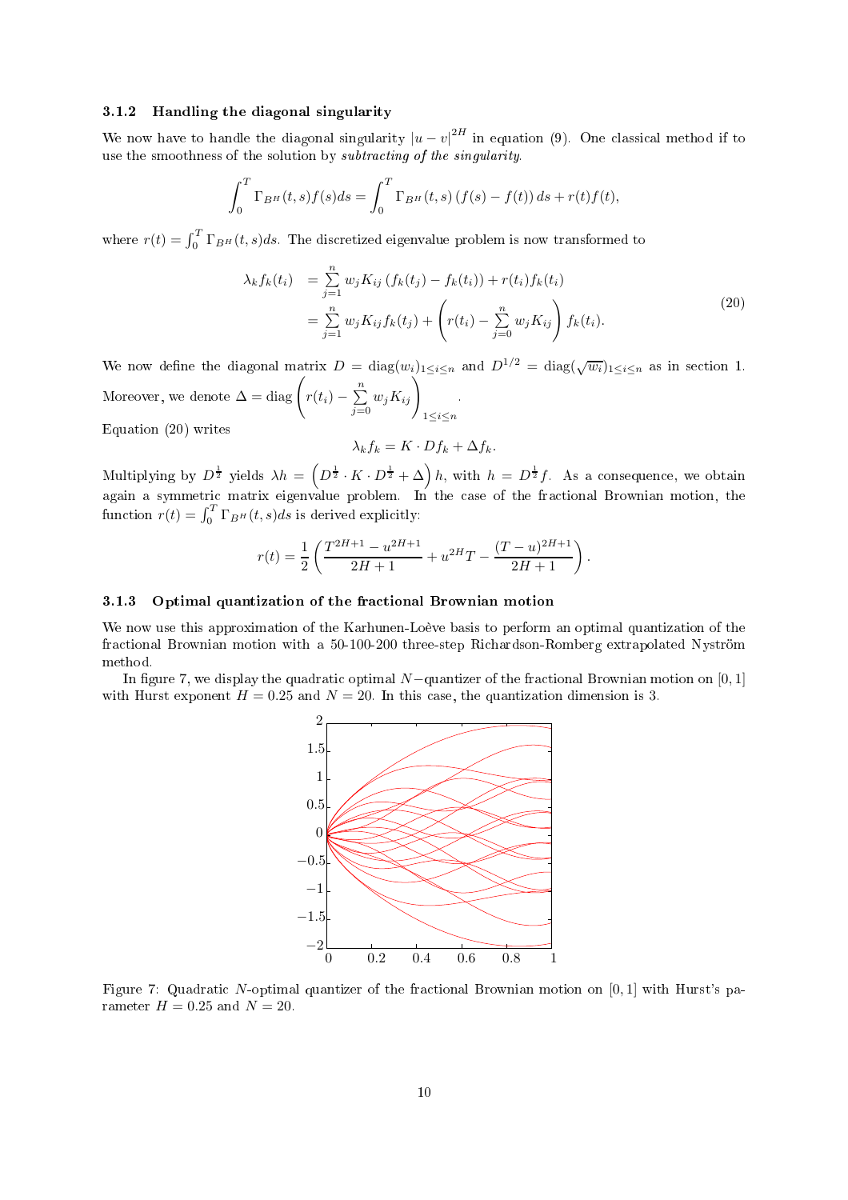### 3.1.2 Handling the diagonal singularity

We now have to handle the diagonal singularity $|u - v|^{2H}$ in equation (9). One classical method if to use the smoothness of the solution by *subtracting of the singularity*.

$$\int_0^T \Gamma_{B^H}(t,s) f(s) ds = \int_0^T \Gamma_{B^H}(t,s) \left( f(s) - f(t) \right) ds + r(t) f(t),$$

where $r(t) = \int_0^T \Gamma_{B^H}(t,s) ds$. The discretized eigenvalue problem is now transformed to

$$\begin{aligned} \lambda_k f_k(t_i) &= \sum_{j=1}^{n} w_j K_{ij} \left( f_k(t_j) - f_k(t_i) \right) + r(t_i) f_k(t_i) \\ &= \sum_{j=1}^{n} w_j K_{ij} f_k(t_j) + \left( r(t_i) - \sum_{j=0}^{n} w_j K_{ij} \right) f_k(t_i). \end{aligned} \tag{20}$$

We now define the diagonal matrix $D = \operatorname{diag}(w_i)_{1 \le i \le n}$ and $D^{1/2} = \operatorname{diag}(\sqrt{w_i})_{1 \le i \le n}$ as in section 1. Moreover, we denote $\Delta = \operatorname{diag}\left( r(t_i) - \sum_{j=0}^{n} w_j K_{ij} \right)_{1 \le i \le n}$.

Equation (20) writes

$$\lambda_k f_k = K \cdot D f_k + \Delta f_k.$$

Multiplying by $D^{\frac{1}{2}}$ yields $\lambda h = \left( D^{\frac{1}{2}} \cdot K \cdot D^{\frac{1}{2}} + \Delta \right) h$, with $h = D^{\frac{1}{2}} f$. As a consequence, we obtain again a symmetric matrix eigenvalue problem. In the case of the fractional Brownian motion, the function $r(t) = \int_0^T \Gamma_{B^H}(t,s) ds$ is derived explicitly:

$$r(t) = \frac{1}{2} \left( \frac{T^{2H+1} - u^{2H+1}}{2H+1} + u^{2H} T - \frac{(T-u)^{2H+1}}{2H+1} \right).$$

### 3.1.3 Optimal quantization of the fractional Brownian motion

We now use this approximation of the Karhunen-Loève basis to perform an optimal quantization of the fractional Brownian motion with a 50-100-200 three-step Richardson-Romberg extrapolated Nyström method.

In figure 7, we display the quadratic optimal $N-$quantizer of the fractional Brownian motion on $[0, 1]$ with Hurst exponent $H = 0.25$ and $N = 20$. In this case, the quantization dimension is 3.

Figure 7: Quadratic $N$-optimal quantizer of the fractional Brownian motion on $[0, 1]$ with Hurst's parameter $H = 0.25$ and $N = 20$.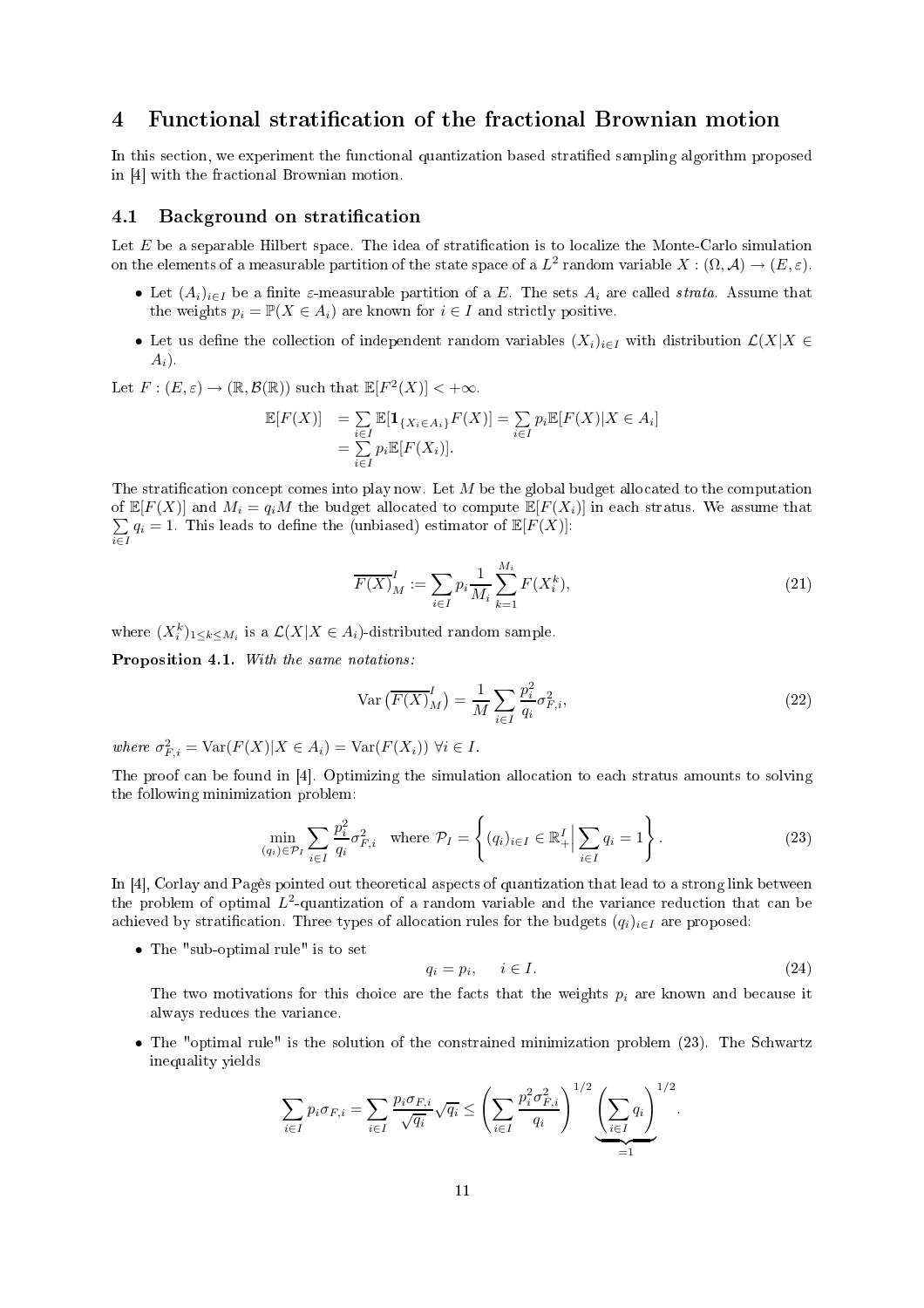# 4 Functional stratification of the fractional Brownian motion

In this section, we experiment the functional quantization based stratified sampling algorithm proposed in [4] with the fractional Brownian motion.

## 4.1 Background on stratification

Let $E$ be a separable Hilbert space. The idea of stratification is to localize the Monte-Carlo simulation on the elements of a measurable partition of the state space of a $L^2$ random variable $X : (\Omega, \mathcal{A}) \to (E, \varepsilon)$.

- Let $(A_i)_{i \in I}$ be a finite $\varepsilon$-measurable partition of a $E$. The sets $A_i$ are called *strata*. Assume that the weights $p_i = \mathbb{P}(X \in A_i)$ are known for $i \in I$ and strictly positive.
- Let us define the collection of independent random variables $(X_i)_{i \in I}$ with distribution $\mathcal{L}(X | X \in A_i)$.

Let $F : (E, \varepsilon) \to (\mathbb{R}, \mathcal{B}(\mathbb{R}))$ such that $\mathbb{E}[F^2(X)] < +\infty$.

$$
\begin{aligned}
\mathbb{E}[F(X)] &= \sum_{i \in I} \mathbb{E}[\mathbf{1}_{\{X_i \in A_i\}} F(X)] = \sum_{i \in I} p_i \mathbb{E}[F(X) | X \in A_i] \\
&= \sum_{i \in I} p_i \mathbb{E}[F(X_i)].
\end{aligned}
$$

The stratification concept comes into play now. Let $M$ be the global budget allocated to the computation of $\mathbb{E}[F(X)]$ and $M_i = q_i M$ the budget allocated to compute $\mathbb{E}[F(X_i)]$ in each stratus. We assume that $\sum_{i \in I} q_i = 1$. This leads to define the (unbiased) estimator of $\mathbb{E}[F(X)]$:

$$
\overline{F(X)}_M^I := \sum_{i \in I} p_i \frac{1}{M_i} \sum_{k=1}^{M_i} F(X_i^k), \tag{21}
$$

where $(X_i^k)_{1 \leq k \leq M_i}$ is a $\mathcal{L}(X | X \in A_i)$-distributed random sample.

**Proposition 4.1.** *With the same notations:*

$$
\operatorname{Var}\left(\overline{F(X)}_M^I\right) = \frac{1}{M} \sum_{i \in I} \frac{p_i^2}{q_i} \sigma_{F,i}^2, \tag{22}
$$

*where* $\sigma_{F,i}^2 = \operatorname{Var}(F(X) | X \in A_i) = \operatorname{Var}(F(X_i))$ $\forall i \in I$.

The proof can be found in [4]. Optimizing the simulation allocation to each stratus amounts to solving the following minimization problem:

$$
\min_{(q_i) \in \mathcal{P}_I} \sum_{i \in I} \frac{p_i^2}{q_i} \sigma_{F,i}^2 \quad \text{where } \mathcal{P}_I = \left\{ (q_i)_{i \in I} \in \mathbb{R}_+^I \Big| \sum_{i \in I} q_i = 1 \right\}. \tag{23}
$$

In [4], Corlay and Pagès pointed out theoretical aspects of quantization that lead to a strong link between the problem of optimal $L^2$-quantization of a random variable and the variance reduction that can be achieved by stratification. Three types of allocation rules for the budgets $(q_i)_{i \in I}$ are proposed:

- The "sub-optimal rule" is to set

$$
q_i = p_i, \qquad i \in I. \tag{24}
$$

  The two motivations for this choice are the facts that the weights $p_i$ are known and because it always reduces the variance.

- The "optimal rule" is the solution of the constrained minimization problem (23). The Schwartz inequality yields

$$
\sum_{i \in I} p_i \sigma_{F,i} = \sum_{i \in I} \frac{p_i \sigma_{F,i}}{\sqrt{q_i}} \sqrt{q_i} \leq \left( \sum_{i \in I} \frac{p_i^2 \sigma_{F,i}^2}{q_i} \right)^{1/2} \underbrace{\left( \sum_{i \in I} q_i \right)^{1/2}}_{=1}.
$$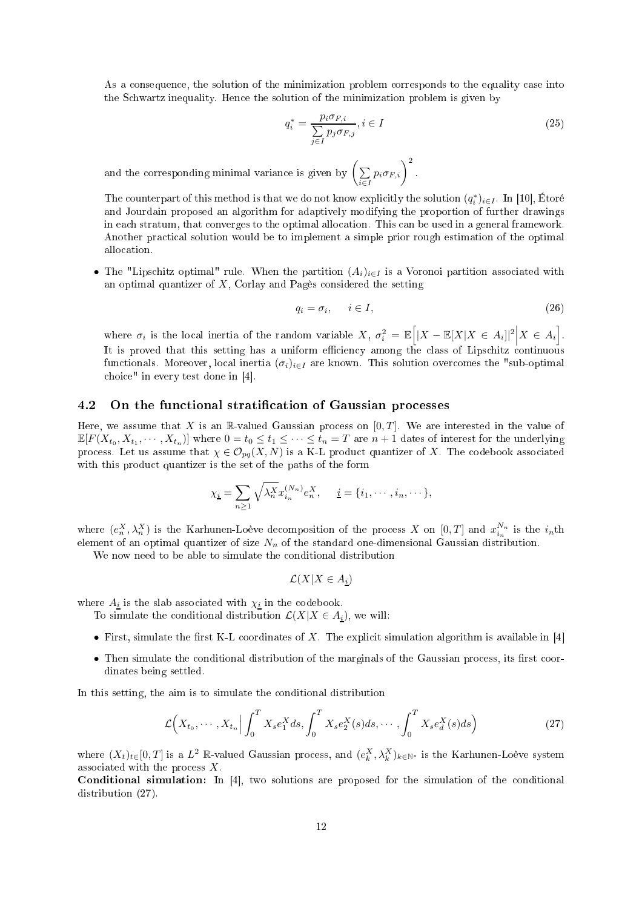As a consequence, the solution of the minimization problem corresponds to the equality case into the Schwartz inequality. Hence the solution of the minimization problem is given by

$$q_i^* = \frac{p_i \sigma_{F,i}}{\sum_{j\in I} p_j \sigma_{F,j}}, i \in I \tag{25}$$

and the corresponding minimal variance is given by $\left(\sum_{i\in I} p_i \sigma_{F,i}\right)^2$.

The counterpart of this method is that we do not know explicitly the solution $(q_i^*)_{i\in I}$. In [10], Étoré and Jourdain proposed an algorithm for adaptively modifying the proportion of further drawings in each stratum, that converges to the optimal allocation. This can be used in a general framework. Another practical solution would be to implement a simple prior rough estimation of the optimal allocation.

- The "Lipschitz optimal" rule. When the partition $(A_i)_{i\in I}$ is a Voronoi partition associated with an optimal quantizer of $X$, Corlay and Pagès considered the setting

$$q_i = \sigma_i, \quad i \in I, \tag{26}$$

where $\sigma_i$ is the local inertia of the random variable $X$, $\sigma_i^2 = \mathbb{E}\Big[|X - \mathbb{E}[X|X \in A_i]|^2 \Big| X \in A_i\Big]$. It is proved that this setting has a uniform efficiency among the class of Lipschitz continuous functionals. Moreover, local inertia $(\sigma_i)_{i\in I}$ are known. This solution overcomes the "sub-optimal choice" in every test done in [4].

## 4.2 On the functional stratification of Gaussian processes

Here, we assume that $X$ is an $\mathbb{R}$-valued Gaussian process on $[0,T]$. We are interested in the value of $\mathbb{E}[F(X_{t_0}, X_{t_1}, \cdots, X_{t_n})]$ where $0 = t_0 \le t_1 \le \cdots \le t_n = T$ are $n+1$ dates of interest for the underlying process. Let us assume that $\chi \in \mathcal{O}_{pq}(X, N)$ is a K-L product quantizer of $X$. The codebook associated with this product quantizer is the set of the paths of the form

$$\chi_{\underline{i}} = \sum_{n\ge 1} \sqrt{\lambda_n^X} x_{i_n}^{(N_n)} e_n^X, \quad \underline{i} = \{i_1, \cdots, i_n, \cdots\},$$

where $(e_n^X, \lambda_n^X)$ is the Karhunen-Loève decomposition of the process $X$ on $[0,T]$ and $x_{i_n}^{N_n}$ is the $i_n$th element of an optimal quantizer of size $N_n$ of the standard one-dimensional Gaussian distribution.

We now need to be able to simulate the conditional distribution

$$\mathcal{L}(X|X \in A_{\underline{i}})$$

where $A_{\underline{i}}$ is the slab associated with $\chi_{\underline{i}}$ in the codebook.

To simulate the conditional distribution $\mathcal{L}(X|X \in A_{\underline{i}})$, we will:

- First, simulate the first K-L coordinates of $X$. The explicit simulation algorithm is available in [4]
- Then simulate the conditional distribution of the marginals of the Gaussian process, its first coordinates being settled.

In this setting, the aim is to simulate the conditional distribution

$$\mathcal{L}\Big(X_{t_0}, \cdots, X_{t_n}\Big| \int_0^T X_s e_1^X ds, \int_0^T X_s e_2^X(s) ds, \cdots, \int_0^T X_s e_d^X(s) ds\Big) \tag{27}$$

where $(X_t)_{t\in[0,T]}$ is a $L^2$ $\mathbb{R}$-valued Gaussian process, and $(e_k^X, \lambda_k^X)_{k\in\mathbb{N}^*}$ is the Karhunen-Loève system associated with the process $X$.

**Conditional simulation:** In [4], two solutions are proposed for the simulation of the conditional distribution (27).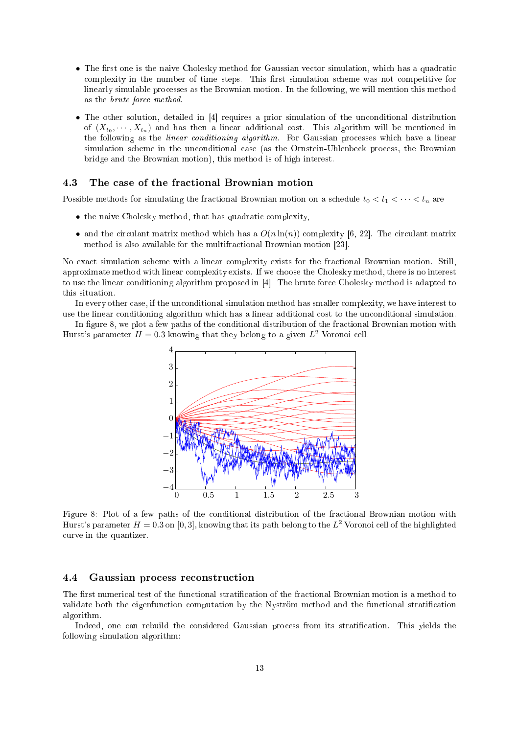- The first one is the naive Cholesky method for Gaussian vector simulation, which has a quadratic complexity in the number of time steps. This first simulation scheme was not competitive for linearly simulable processes as the Brownian motion. In the following, we will mention this method as the *brute force method*.

- The other solution, detailed in [4] requires a prior simulation of the unconditional distribution of $(X_{t_0}, \cdots, X_{t_n})$ and has then a linear additional cost. This algorithm will be mentioned in the following as the *linear conditioning algorithm*. For Gaussian processes which have a linear simulation scheme in the unconditional case (as the Ornstein-Uhlenbeck process, the Brownian bridge and the Brownian motion), this method is of high interest.

### 4.3 The case of the fractional Brownian motion

Possible methods for simulating the fractional Brownian motion on a schedule $t_0 < t_1 < \cdots < t_n$ are

- the naive Cholesky method, that has quadratic complexity,
- and the circulant matrix method which has a $O(n \ln(n))$ complexity [6, 22]. The circulant matrix method is also available for the multifractional Brownian motion [23].

No exact simulation scheme with a linear complexity exists for the fractional Brownian motion. Still, approximate method with linear complexity exists. If we choose the Cholesky method, there is no interest to use the linear conditioning algorithm proposed in [4]. The brute force Cholesky method is adapted to this situation.

In every other case, if the unconditional simulation method has smaller complexity, we have interest to use the linear conditioning algorithm which has a linear additional cost to the unconditional simulation.

In figure 8, we plot a few paths of the conditional distribution of the fractional Brownian motion with Hurst's parameter $H = 0.3$ knowing that they belong to a given $L^2$ Voronoi cell.

Figure 8: Plot of a few paths of the conditional distribution of the fractional Brownian motion with Hurst's parameter $H = 0.3$ on $[0, 3]$, knowing that its path belong to the $L^2$ Voronoi cell of the highlighted curve in the quantizer.

### 4.4 Gaussian process reconstruction

The first numerical test of the functional stratification of the fractional Brownian motion is a method to validate both the eigenfunction computation by the Nyström method and the functional stratification algorithm.

Indeed, one can rebuild the considered Gaussian process from its stratification. This yields the following simulation algorithm: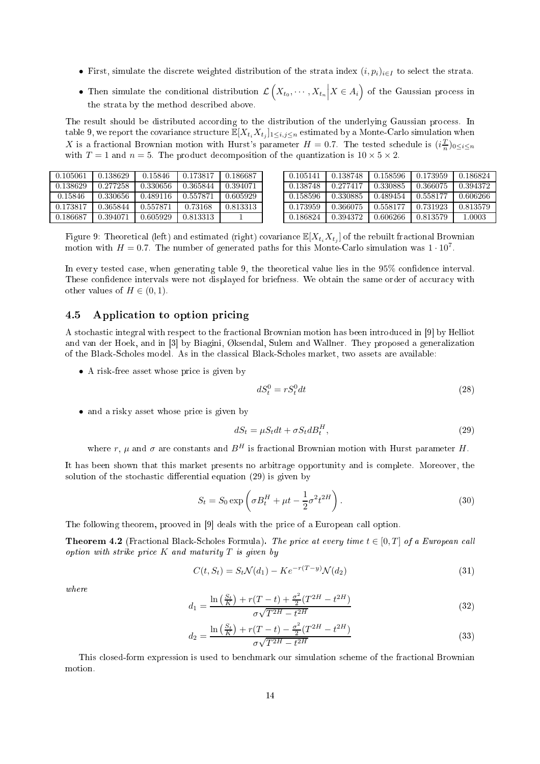- First, simulate the discrete weighted distribution of the strata index $(i, p_i)_{i \in I}$ to select the strata.
- Then simulate the conditional distribution $\mathcal{L}\left(X_{t_0}, \cdots, X_{t_n} \middle| X \in A_i\right)$ of the Gaussian process in the strata by the method described above.

The result should be distributed according to the distribution of the underlying Gaussian process. In table 9, we report the covariance structure $\mathbb{E}[X_{t_i} X_{t_j}]_{1 \le i,j \le n}$ estimated by a Monte-Carlo simulation when $X$ is a fractional Brownian motion with Hurst's parameter $H = 0.7$. The tested schedule is $(i\frac{T}{n})_{0 \le i \le n}$ with $T = 1$ and $n = 5$. The product decomposition of the quantization is $10 \times 5 \times 2$.

| | | | | |
|---|---|---|---|---|
| 0.105061 | 0.138629 | 0.15846 | 0.173817 | 0.186687 |
| 0.138629 | 0.277258 | 0.330656 | 0.365844 | 0.394071 |
| 0.15846 | 0.330656 | 0.489116 | 0.557871 | 0.605929 |
| 0.173817 | 0.365844 | 0.557871 | 0.73168 | 0.813313 |
| 0.186687 | 0.394071 | 0.605929 | 0.813313 | 1 |

| | | | | |
|---|---|---|---|---|
| 0.105141 | 0.138748 | 0.158596 | 0.173959 | 0.186824 |
| 0.138748 | 0.277417 | 0.330885 | 0.366075 | 0.394372 |
| 0.158596 | 0.330885 | 0.489454 | 0.558177 | 0.606266 |
| 0.173959 | 0.366075 | 0.558177 | 0.731923 | 0.813579 |
| 0.186824 | 0.394372 | 0.606266 | 0.813579 | 1.0003 |

Figure 9: Theoretical (left) and estimated (right) covariance $\mathbb{E}[X_{t_i} X_{t_j}]$ of the rebuilt fractional Brownian motion with $H = 0.7$. The number of generated paths for this Monte-Carlo simulation was $1 \cdot 10^7$.

In every tested case, when generating table 9, the theoretical value lies in the 95% confidence interval. These confidence intervals were not displayed for briefness. We obtain the same order of accuracy with other values of $H \in (0, 1)$.

### 4.5 Application to option pricing

A stochastic integral with respect to the fractional Brownian motion has been introduced in [9] by Helliot and van der Hoek, and in [3] by Biagini, Øksendal, Sulem and Wallner. They proposed a generalization of the Black-Scholes model. As in the classical Black-Scholes market, two assets are available:

- A risk-free asset whose price is given by

$$dS_t^0 = rS_t^0 dt \tag{28}$$

- and a risky asset whose price is given by

$$dS_t = \mu S_t dt + \sigma S_t dB_t^H, \tag{29}$$

where $r$, $\mu$ and $\sigma$ are constants and $B^H$ is fractional Brownian motion with Hurst parameter $H$.

It has been shown that this market presents no arbitrage opportunity and is complete. Moreover, the solution of the stochastic differential equation (29) is given by

$$S_t = S_0 \exp\left(\sigma B_t^H + \mu t - \frac{1}{2}\sigma^2 t^{2H}\right). \tag{30}$$

The following theorem, prooved in [9] deals with the price of a European call option.

**Theorem 4.2** (Fractional Black-Scholes Formula). *The price at every time $t \in [0, T]$ of a European call option with strike price $K$ and maturity $T$ is given by*

$$C(t, S_t) = S_t \mathcal{N}(d_1) - Ke^{-r(T-y)}\mathcal{N}(d_2) \tag{31}$$

*where*

$$d_1 = \frac{\ln\left(\frac{S_t}{K}\right) + r(T-t) + \frac{\sigma^2}{2}(T^{2H} - t^{2H})}{\sigma\sqrt{T^{2H} - t^{2H}}} \tag{32}$$

$$d_2 = \frac{\ln\left(\frac{S_t}{K}\right) + r(T-t) - \frac{\sigma^2}{2}(T^{2H} - t^{2H})}{\sigma\sqrt{T^{2H} - t^{2H}}} \tag{33}$$

This closed-form expression is used to benchmark our simulation scheme of the fractional Brownian motion.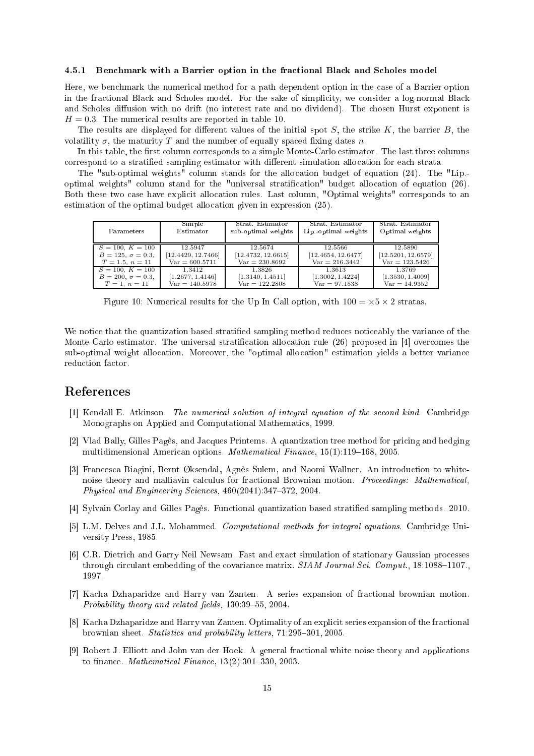#### 4.5.1 Benchmark with a Barrier option in the fractional Black and Scholes model

Here, we benchmark the numerical method for a path dependent option in the case of a Barrier option in the fractional Black and Scholes model. For the sake of simplicity, we consider a log-normal Black and Scholes diffusion with no drift (no interest rate and no dividend). The chosen Hurst exponent is $H = 0.3$. The numerical results are reported in table 10.

The results are displayed for different values of the initial spot $S$, the strike $K$, the barrier $B$, the volatility $\sigma$, the maturity $T$ and the number of equally spaced fixing dates $n$.

In this table, the first column corresponds to a simple Monte-Carlo estimator. The last three columns correspond to a stratified sampling estimator with different simulation allocation for each strata.

The "sub-optimal weights" column stands for the allocation budget of equation (24). The "Lip.-optimal weights" column stand for the "universal stratification" budget allocation of equation (26). Both these two case have explicit allocation rules. Last column, "Optimal weights" corresponds to an estimation of the optimal budget allocation given in expression (25).

| Parameters | Simple Estimator | Strat. Estimator sub-optimal weights | Strat. Estimator Lip.-optimal weights | Strat. Estimator Optimal weights |
|---|---|---|---|---|
| $S = 100$, $K = 100$<br>$B = 125$, $\sigma = 0.3$,<br>$T = 1.5$, $n = 11$ | 12.5947<br>[12.4429, 12.7466]<br>Var = 600.5711 | 12.5674<br>[12.4732, 12.6615]<br>Var = 230.8692 | 12.5566<br>[12.4654, 12.6477]<br>Var = 216.3442 | 12.5890<br>[12.5201, 12.6579]<br>Var = 123.5426 |
| $S = 100$, $K = 100$<br>$B = 200$, $\sigma = 0.3$,<br>$T = 1$, $n = 11$ | 1.3412<br>[1.2677, 1.4146]<br>Var = 140.5978 | 1.3826<br>[1.3140, 1.4511]<br>Var = 122.2808 | 1.3613<br>[1.3002, 1.4224]<br>Var = 97.1538 | 1.3769<br>[1.3530, 1.4009]<br>Var = 14.9352 |

Figure 10: Numerical results for the Up In Call option, with $100 = \times 5 \times 2$ stratas.

We notice that the quantization based stratified sampling method reduces noticeably the variance of the Monte-Carlo estimator. The universal stratification allocation rule (26) proposed in [4] overcomes the sub-optimal weight allocation. Moreover, the "optimal allocation" estimation yields a better variance reduction factor.

## References

[1] Kendall E. Atkinson. *The numerical solution of integral equation of the second kind.* Cambridge Monographs on Applied and Computational Mathematics, 1999.

[2] Vlad Bally, Gilles Pagès, and Jacques Printems. A quantization tree method for pricing and hedging multidimensional American options. *Mathematical Finance*, 15(1):119–168, 2005.

[3] Francesca Biagini, Bernt Øksendal, Agnès Sulem, and Naomi Wallner. An introduction to white-noise theory and malliavin calculus for fractional Brownian motion. *Proceedings: Mathematical, Physical and Engineering Sciences*, 460(2041):347–372, 2004.

[4] Sylvain Corlay and Gilles Pagès. Functional quantization based stratified sampling methods. 2010.

[5] L.M. Delves and J.L. Mohammed. *Computational methods for integral equations.* Cambridge University Press, 1985.

[6] C.R. Dietrich and Garry Neil Newsam. Fast and exact simulation of stationary Gaussian processes through circulant embedding of the covariance matrix. *SIAM Journal Sci. Comput.*, 18:1088–1107., 1997.

[7] Kacha Dzhaparidze and Harry van Zanten. A series expansion of fractional brownian motion. *Probability theory and related fields*, 130:39–55, 2004.

[8] Kacha Dzhaparidze and Harry van Zanten. Optimality of an explicit series expansion of the fractional brownian sheet. *Statistics and probability letters*, 71:295–301, 2005.

[9] Robert J. Elliott and John van der Hoek. A general fractional white noise theory and applications to finance. *Mathematical Finance*, 13(2):301–330, 2003.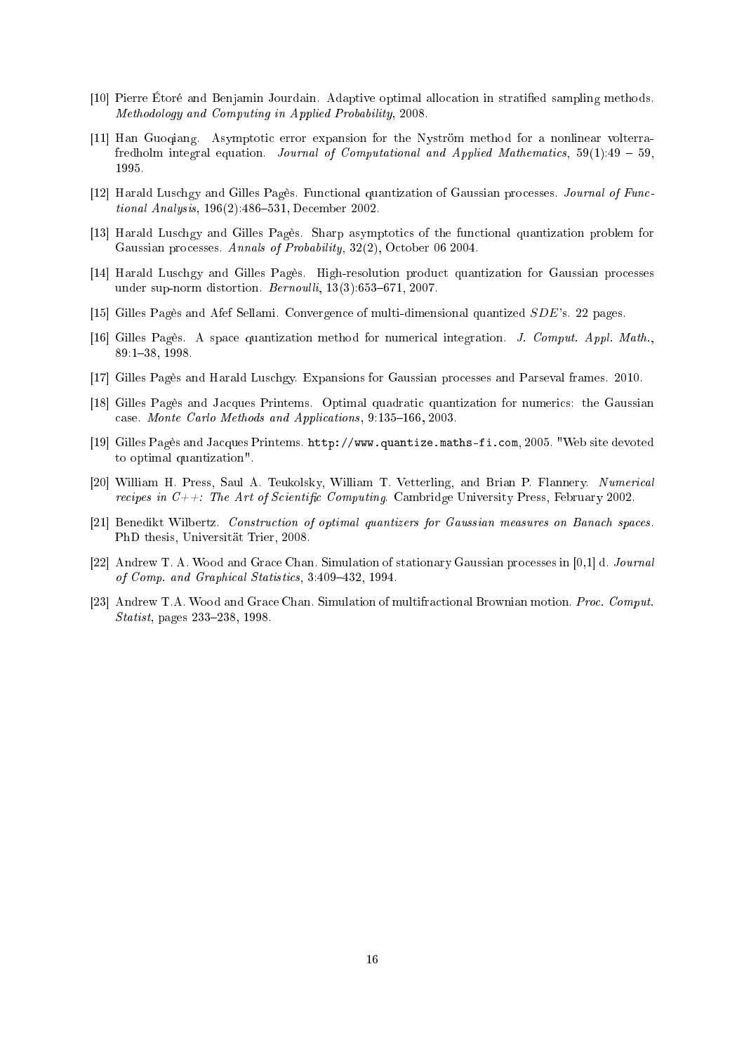[10] Pierre Étoré and Benjamin Jourdain. Adaptive optimal allocation in stratified sampling methods. *Methodology and Computing in Applied Probability*, 2008.

[11] Han Guoqiang. Asymptotic error expansion for the Nyström method for a nonlinear volterra-fredholm integral equation. *Journal of Computational and Applied Mathematics*, 59(1):49 – 59, 1995.

[12] Harald Luschgy and Gilles Pagès. Functional quantization of Gaussian processes. *Journal of Functional Analysis*, 196(2):486–531, December 2002.

[13] Harald Luschgy and Gilles Pagès. Sharp asymptotics of the functional quantization problem for Gaussian processes. *Annals of Probability*, 32(2), October 06 2004.

[14] Harald Luschgy and Gilles Pagès. High-resolution product quantization for Gaussian processes under sup-norm distortion. *Bernoulli*, 13(3):653–671, 2007.

[15] Gilles Pagès and Afef Sellami. Convergence of multi-dimensional quantized $SDE$'s. 22 pages.

[16] Gilles Pagès. A space quantization method for numerical integration. *J. Comput. Appl. Math.*, 89:1–38, 1998.

[17] Gilles Pagès and Harald Luschgy. Expansions for Gaussian processes and Parseval frames. 2010.

[18] Gilles Pagès and Jacques Printems. Optimal quadratic quantization for numerics: the Gaussian case. *Monte Carlo Methods and Applications*, 9:135–166, 2003.

[19] Gilles Pagès and Jacques Printems. http://www.quantize.maths-fi.com, 2005. "Web site devoted to optimal quantization".

[20] William H. Press, Saul A. Teukolsky, William T. Vetterling, and Brian P. Flannery. *Numerical recipes in C++: The Art of Scientific Computing*. Cambridge University Press, February 2002.

[21] Benedikt Wilbertz. *Construction of optimal quantizers for Gaussian measures on Banach spaces*. PhD thesis, Universität Trier, 2008.

[22] Andrew T. A. Wood and Grace Chan. Simulation of stationary Gaussian processes in [0,1] d. *Journal of Comp. and Graphical Statistics*, 3:409–432, 1994.

[23] Andrew T.A. Wood and Grace Chan. Simulation of multifractional Brownian motion. *Proc. Comput. Statist*, pages 233–238, 1998.